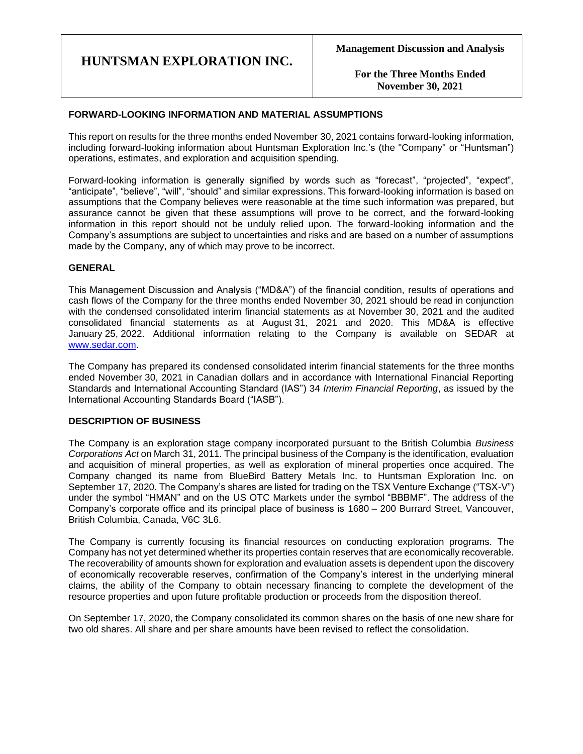# HUNTSMAN EXPLORATION INC.

**Management Discussion and Analysis**

**For the Three Months Ended November 30, 2021**

## FORWARD-LOOKING INFORMATION AND MATERIAL ASSUMPTIONS

This report on results for the three months ended November 30, 2021 contains forward-looking information, including forward-looking information about Huntsman Exploration Inc.'s (the "Company" or "Huntsman") operations, estimates, and exploration and acquisition spending.

Forward-looking information is generally signified by words such as "forecast", "projected", "expect", "anticipate", "believe", "will", "should" and similar expressions. This forward-looking information is based on assumptions that the Company believes were reasonable at the time such information was prepared, but assurance cannot be given that these assumptions will prove to be correct, and the forward-looking information in this report should not be unduly relied upon. The forward-looking information and the Company's assumptions are subject to uncertainties and risks and are based on a number of assumptions made by the Company, any of which may prove to be incorrect.

## GENERAL

This Management Discussion and Analysis ("MD&A") of the financial condition, results of operations and cash flows of the Company for the three months ended November 30, 2021 should be read in conjunction with the condensed consolidated interim financial statements as at November 30, 2021 and the audited consolidated financial statements as at August 31, 2021 and 2020. This MD&A is effective January 25, 2022. Additional information relating to the Company is available on SEDAR at www.sedar.com.

The Company has prepared its condensed consolidated interim financial statements for the three months ended November 30, 2021 in Canadian dollars and in accordance with International Financial Reporting Standards and International Accounting Standard (IAS") 34 *Interim Financial Reporting*, as issued by the International Accounting Standards Board ("IASB").

## DESCRIPTION OF BUSINESS

The Company is an exploration stage company incorporated pursuant to the British Columbia *Business Corporations Act* on March 31, 2011. The principal business of the Company is the identification, evaluation and acquisition of mineral properties, as well as exploration of mineral properties once acquired. The Company changed its name from BlueBird Battery Metals Inc. to Huntsman Exploration Inc. on September 17, 2020. The Company's shares are listed for trading on the TSX Venture Exchange ("TSX-V") under the symbol "HMAN" and on the US OTC Markets under the symbol "BBBMF". The address of the Company's corporate office and its principal place of business is 1680 – 200 Burrard Street, Vancouver, British Columbia, Canada, V6C 3L6.

The Company is currently focusing its financial resources on conducting exploration programs. The Company has not yet determined whether its properties contain reserves that are economically recoverable. The recoverability of amounts shown for exploration and evaluation assets is dependent upon the discovery of economically recoverable reserves, confirmation of the Company's interest in the underlying mineral claims, the ability of the Company to obtain necessary financing to complete the development of the resource properties and upon future profitable production or proceeds from the disposition thereof.

On September 17, 2020, the Company consolidated its common shares on the basis of one new share for two old shares. All share and per share amounts have been revised to reflect the consolidation.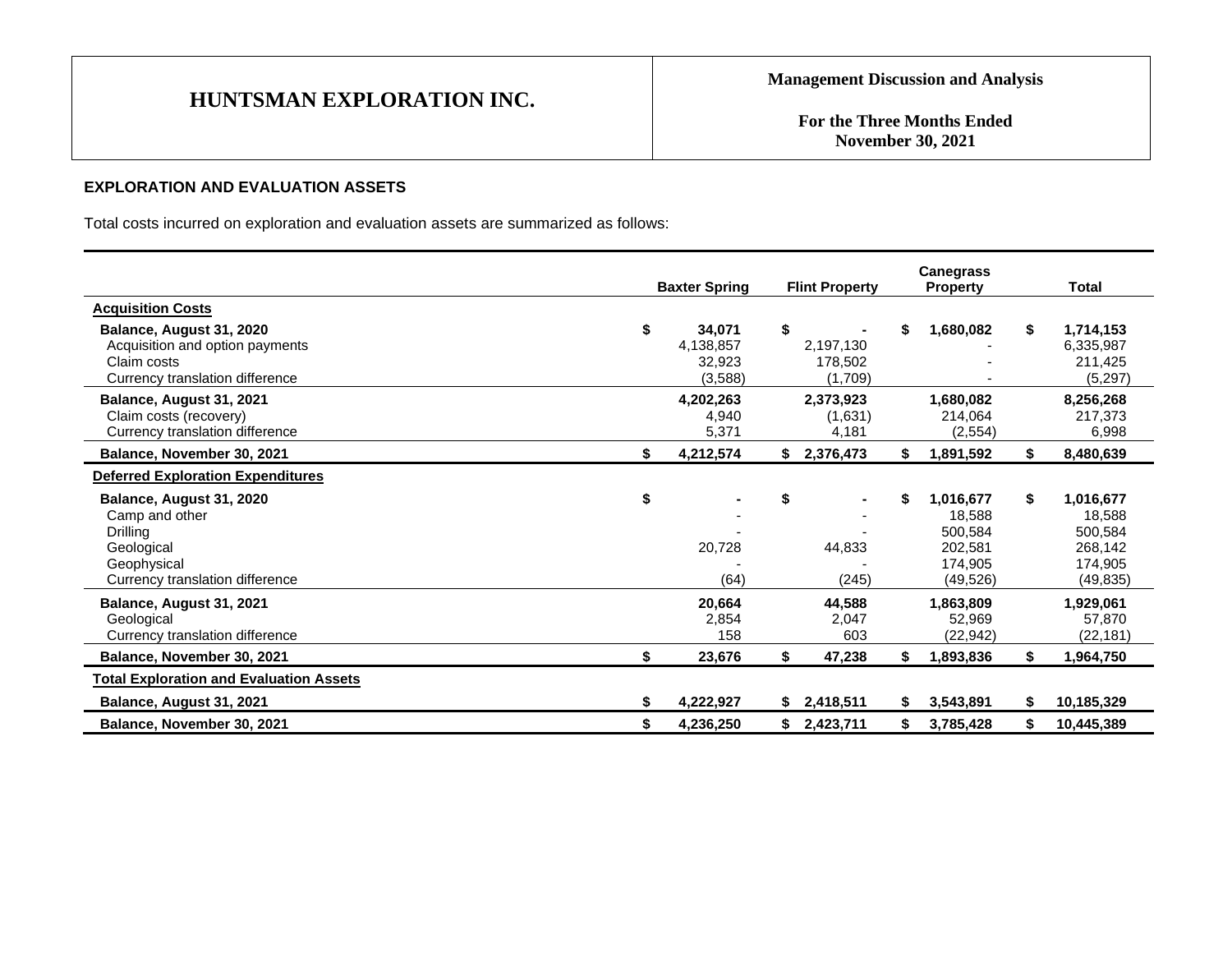## EXPLORATION AND EVALUATION ASSETS

Total costs incurred on exploration and evaluation assets are summarized as follows:

| | Baxter Spring | Flint Property | Canegrass Property | Total |
|---|---|---|---|---|
| **Acquisition Costs** | | | | |
| **Balance, August 31, 2020** | $ 34,071 | $ - | $ 1,680,082 | $ 1,714,153 |
| Acquisition and option payments | 4,138,857 | 2,197,130 | - | 6,335,987 |
| Claim costs | 32,923 | 178,502 | - | 211,425 |
| Currency translation difference | (3,588) | (1,709) | - | (5,297) |
| **Balance, August 31, 2021** | 4,202,263 | 2,373,923 | 1,680,082 | 8,256,268 |
| Claim costs (recovery) | 4,940 | (1,631) | 214,064 | 217,373 |
| Currency translation difference | 5,371 | 4,181 | (2,554) | 6,998 |
| **Balance, November 30, 2021** | $ 4,212,574 | $ 2,376,473 | $ 1,891,592 | $ 8,480,639 |
| **Deferred Exploration Expenditures** | | | | |
| **Balance, August 31, 2020** | $ - | $ - | $ 1,016,677 | $ 1,016,677 |
| Camp and other | - | - | 18,588 | 18,588 |
| Drilling | - | - | 500,584 | 500,584 |
| Geological | 20,728 | 44,833 | 202,581 | 268,142 |
| Geophysical | - | - | 174,905 | 174,905 |
| Currency translation difference | (64) | (245) | (49,526) | (49,835) |
| **Balance, August 31, 2021** | 20,664 | 44,588 | 1,863,809 | 1,929,061 |
| Geological | 2,854 | 2,047 | 52,969 | 57,870 |
| Currency translation difference | 158 | 603 | (22,942) | (22,181) |
| **Balance, November 30, 2021** | $ 23,676 | $ 47,238 | $ 1,893,836 | $ 1,964,750 |
| **Total Exploration and Evaluation Assets** | | | | |
| **Balance, August 31, 2021** | $ 4,222,927 | $ 2,418,511 | $ 3,543,891 | $ 10,185,329 |
| **Balance, November 30, 2021** | $ 4,236,250 | $ 2,423,711 | $ 3,785,428 | $ 10,445,389 |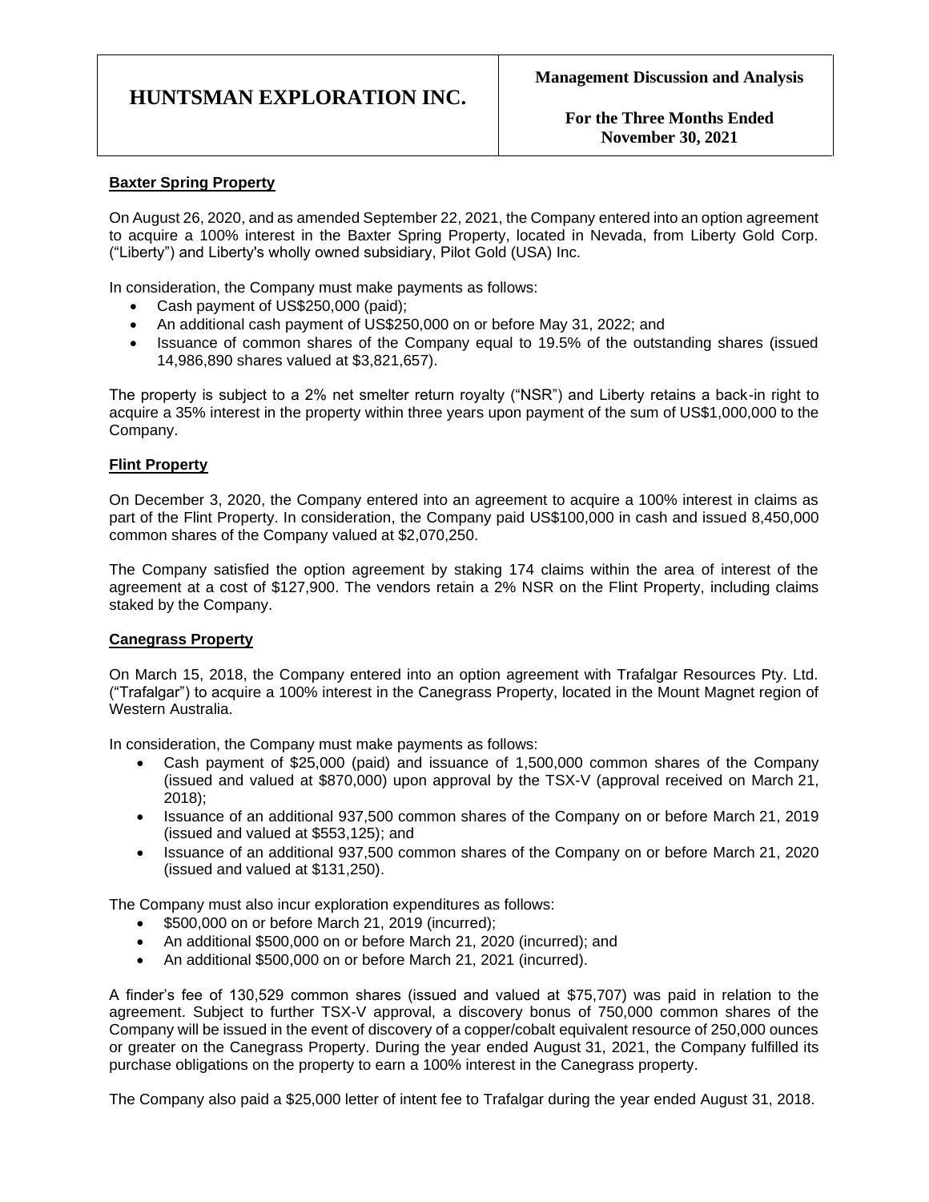### Baxter Spring Property

On August 26, 2020, and as amended September 22, 2021, the Company entered into an option agreement to acquire a 100% interest in the Baxter Spring Property, located in Nevada, from Liberty Gold Corp. ("Liberty") and Liberty's wholly owned subsidiary, Pilot Gold (USA) Inc.

In consideration, the Company must make payments as follows:

- Cash payment of US$250,000 (paid);
- An additional cash payment of US$250,000 on or before May 31, 2022; and
- Issuance of common shares of the Company equal to 19.5% of the outstanding shares (issued 14,986,890 shares valued at $3,821,657).

The property is subject to a 2% net smelter return royalty ("NSR") and Liberty retains a back-in right to acquire a 35% interest in the property within three years upon payment of the sum of US$1,000,000 to the Company.

### Flint Property

On December 3, 2020, the Company entered into an agreement to acquire a 100% interest in claims as part of the Flint Property. In consideration, the Company paid US$100,000 in cash and issued 8,450,000 common shares of the Company valued at $2,070,250.

The Company satisfied the option agreement by staking 174 claims within the area of interest of the agreement at a cost of $127,900. The vendors retain a 2% NSR on the Flint Property, including claims staked by the Company.

### Canegrass Property

On March 15, 2018, the Company entered into an option agreement with Trafalgar Resources Pty. Ltd. ("Trafalgar") to acquire a 100% interest in the Canegrass Property, located in the Mount Magnet region of Western Australia.

In consideration, the Company must make payments as follows:

- Cash payment of $25,000 (paid) and issuance of 1,500,000 common shares of the Company (issued and valued at $870,000) upon approval by the TSX-V (approval received on March 21, 2018);
- Issuance of an additional 937,500 common shares of the Company on or before March 21, 2019 (issued and valued at $553,125); and
- Issuance of an additional 937,500 common shares of the Company on or before March 21, 2020 (issued and valued at $131,250).

The Company must also incur exploration expenditures as follows:

- $500,000 on or before March 21, 2019 (incurred);
- An additional $500,000 on or before March 21, 2020 (incurred); and
- An additional $500,000 on or before March 21, 2021 (incurred).

A finder's fee of 130,529 common shares (issued and valued at $75,707) was paid in relation to the agreement. Subject to further TSX-V approval, a discovery bonus of 750,000 common shares of the Company will be issued in the event of discovery of a copper/cobalt equivalent resource of 250,000 ounces or greater on the Canegrass Property. During the year ended August 31, 2021, the Company fulfilled its purchase obligations on the property to earn a 100% interest in the Canegrass property.

The Company also paid a $25,000 letter of intent fee to Trafalgar during the year ended August 31, 2018.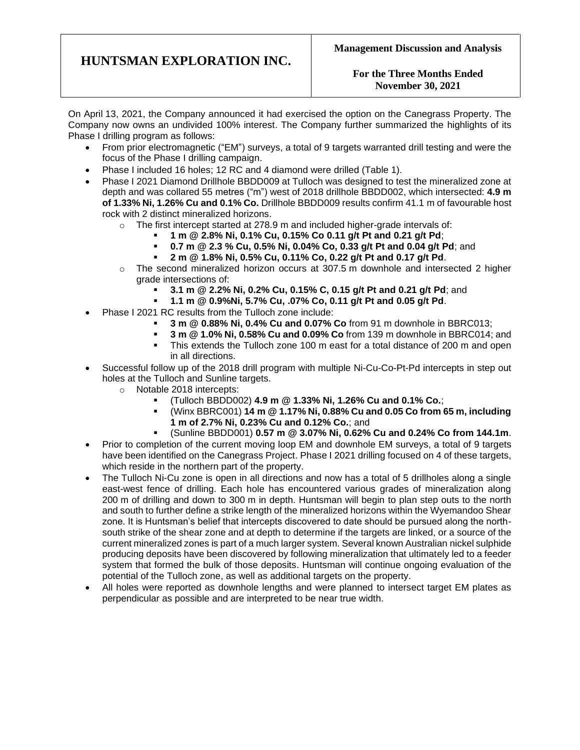On April 13, 2021, the Company announced it had exercised the option on the Canegrass Property. The Company now owns an undivided 100% interest. The Company further summarized the highlights of its Phase I drilling program as follows:

- From prior electromagnetic ("EM") surveys, a total of 9 targets warranted drill testing and were the focus of the Phase I drilling campaign.
- Phase I included 16 holes; 12 RC and 4 diamond were drilled (Table 1).
- Phase I 2021 Diamond Drillhole BBDD009 at Tulloch was designed to test the mineralized zone at depth and was collared 55 metres ("m") west of 2018 drillhole BBDD002, which intersected: **4.9 m of 1.33% Ni, 1.26% Cu and 0.1% Co.** Drillhole BBDD009 results confirm 41.1 m of favourable host rock with 2 distinct mineralized horizons.
    - The first intercept started at 278.9 m and included higher-grade intervals of:
        - **1 m @ 2.8% Ni, 0.1% Cu, 0.15% Co 0.11 g/t Pt and 0.21 g/t Pd**;
        - **0.7 m @ 2.3 % Cu, 0.5% Ni, 0.04% Co, 0.33 g/t Pt and 0.04 g/t Pd**; and
        - **2 m @ 1.8% Ni, 0.5% Cu, 0.11% Co, 0.22 g/t Pt and 0.17 g/t Pd**.
    - The second mineralized horizon occurs at 307.5 m downhole and intersected 2 higher grade intersections of:
        - **3.1 m @ 2.2% Ni, 0.2% Cu, 0.15% C, 0.15 g/t Pt and 0.21 g/t Pd**; and
        - **1.1 m @ 0.9%Ni, 5.7% Cu, .07% Co, 0.11 g/t Pt and 0.05 g/t Pd**.
- Phase I 2021 RC results from the Tulloch zone include:
    - **3 m @ 0.88% Ni, 0.4% Cu and 0.07% Co** from 91 m downhole in BBRC013;
    - **3 m @ 1.0% Ni, 0.58% Cu and 0.09% Co** from 139 m downhole in BBRC014; and
    - This extends the Tulloch zone 100 m east for a total distance of 200 m and open in all directions.
- Successful follow up of the 2018 drill program with multiple Ni-Cu-Co-Pt-Pd intercepts in step out holes at the Tulloch and Sunline targets.
    - Notable 2018 intercepts:
        - (Tulloch BBDD002) **4.9 m @ 1.33% Ni, 1.26% Cu and 0.1% Co.**;
        - (Winx BBRC001) **14 m @ 1.17% Ni, 0.88% Cu and 0.05 Co from 65 m, including 1 m of 2.7% Ni, 0.23% Cu and 0.12% Co.**; and
        - (Sunline BBDD001) **0.57 m @ 3.07% Ni, 0.62% Cu and 0.24% Co from 144.1m**.
- Prior to completion of the current moving loop EM and downhole EM surveys, a total of 9 targets have been identified on the Canegrass Project. Phase I 2021 drilling focused on 4 of these targets, which reside in the northern part of the property.
- The Tulloch Ni-Cu zone is open in all directions and now has a total of 5 drillholes along a single east-west fence of drilling. Each hole has encountered various grades of mineralization along 200 m of drilling and down to 300 m in depth. Huntsman will begin to plan step outs to the north and south to further define a strike length of the mineralized horizons within the Wyemandoo Shear zone. It is Huntsman's belief that intercepts discovered to date should be pursued along the north-south strike of the shear zone and at depth to determine if the targets are linked, or a source of the current mineralized zones is part of a much larger system. Several known Australian nickel sulphide producing deposits have been discovered by following mineralization that ultimately led to a feeder system that formed the bulk of those deposits. Huntsman will continue ongoing evaluation of the potential of the Tulloch zone, as well as additional targets on the property.
- All holes were reported as downhole lengths and were planned to intersect target EM plates as perpendicular as possible and are interpreted to be near true width.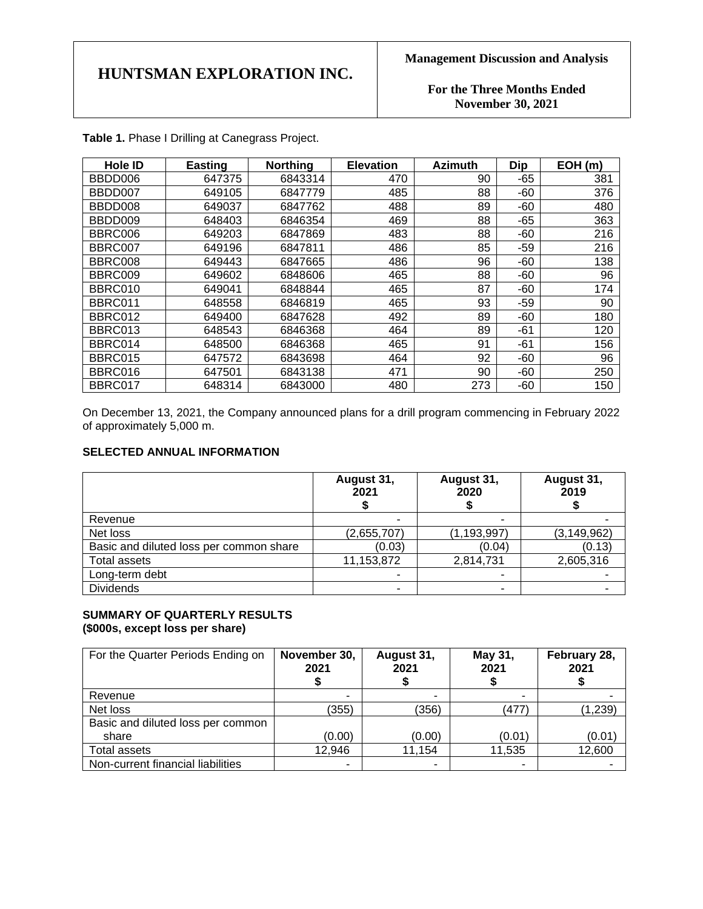**Table 1.** Phase I Drilling at Canegrass Project.

| Hole ID | Easting | Northing | Elevation | Azimuth | Dip | EOH (m) |
|---|---|---|---|---|---|---|
| BBDD006 | 647375 | 6843314 | 470 | 90 | -65 | 381 |
| BBDD007 | 649105 | 6847779 | 485 | 88 | -60 | 376 |
| BBDD008 | 649037 | 6847762 | 488 | 89 | -60 | 480 |
| BBDD009 | 648403 | 6846354 | 469 | 88 | -65 | 363 |
| BBRC006 | 649203 | 6847869 | 483 | 88 | -60 | 216 |
| BBRC007 | 649196 | 6847811 | 486 | 85 | -59 | 216 |
| BBRC008 | 649443 | 6847665 | 486 | 96 | -60 | 138 |
| BBRC009 | 649602 | 6848606 | 465 | 88 | -60 | 96 |
| BBRC010 | 649041 | 6848844 | 465 | 87 | -60 | 174 |
| BBRC011 | 648558 | 6846819 | 465 | 93 | -59 | 90 |
| BBRC012 | 649400 | 6847628 | 492 | 89 | -60 | 180 |
| BBRC013 | 648543 | 6846368 | 464 | 89 | -61 | 120 |
| BBRC014 | 648500 | 6846368 | 465 | 91 | -61 | 156 |
| BBRC015 | 647572 | 6843698 | 464 | 92 | -60 | 96 |
| BBRC016 | 647501 | 6843138 | 471 | 90 | -60 | 250 |
| BBRC017 | 648314 | 6843000 | 480 | 273 | -60 | 150 |

On December 13, 2021, the Company announced plans for a drill program commencing in February 2022 of approximately 5,000 m.

### SELECTED ANNUAL INFORMATION

| | August 31, 2021 $ | August 31, 2020 $ | August 31, 2019 $ |
|---|---|---|---|
| Revenue | - | - | - |
| Net loss | (2,655,707) | (1,193,997) | (3,149,962) |
| Basic and diluted loss per common share | (0.03) | (0.04) | (0.13) |
| Total assets | 11,153,872 | 2,814,731 | 2,605,316 |
| Long-term debt | - | - | - |
| Dividends | - | - | - |

### SUMMARY OF QUARTERLY RESULTS
### ($000s, except loss per share)

| For the Quarter Periods Ending on | November 30, 2021 $ | August 31, 2021 $ | May 31, 2021 $ | February 28, 2021 $ |
|---|---|---|---|---|
| Revenue | - | - | - | - |
| Net loss | (355) | (356) | (477) | (1,239) |
| Basic and diluted loss per common share | (0.00) | (0.00) | (0.01) | (0.01) |
| Total assets | 12,946 | 11,154 | 11,535 | 12,600 |
| Non-current financial liabilities | - | - | - | - |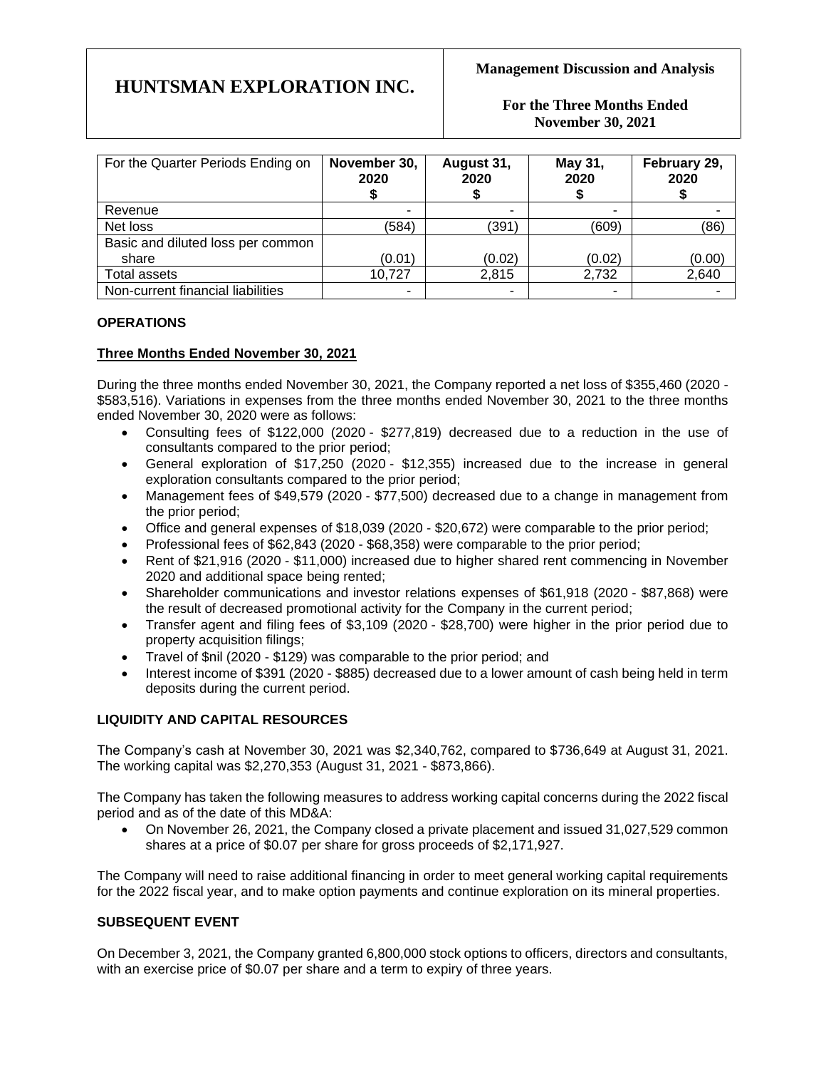| For the Quarter Periods Ending on | November 30, 2020 $ | August 31, 2020 $ | May 31, 2020 $ | February 29, 2020 $ |
|---|---|---|---|---|
| Revenue | - | - | - | - |
| Net loss | (584) | (391) | (609) | (86) |
| Basic and diluted loss per common share | (0.01) | (0.02) | (0.02) | (0.00) |
| Total assets | 10,727 | 2,815 | 2,732 | 2,640 |
| Non-current financial liabilities | - | - | - | - |

## OPERATIONS

### Three Months Ended November 30, 2021

During the three months ended November 30, 2021, the Company reported a net loss of $355,460 (2020 - $583,516). Variations in expenses from the three months ended November 30, 2021 to the three months ended November 30, 2020 were as follows:

- Consulting fees of $122,000 (2020 - $277,819) decreased due to a reduction in the use of consultants compared to the prior period;
- General exploration of $17,250 (2020 - $12,355) increased due to the increase in general exploration consultants compared to the prior period;
- Management fees of $49,579 (2020 - $77,500) decreased due to a change in management from the prior period;
- Office and general expenses of $18,039 (2020 - $20,672) were comparable to the prior period;
- Professional fees of $62,843 (2020 - $68,358) were comparable to the prior period;
- Rent of $21,916 (2020 - $11,000) increased due to higher shared rent commencing in November 2020 and additional space being rented;
- Shareholder communications and investor relations expenses of $61,918 (2020 - $87,868) were the result of decreased promotional activity for the Company in the current period;
- Transfer agent and filing fees of $3,109 (2020 - $28,700) were higher in the prior period due to property acquisition filings;
- Travel of $nil (2020 - $129) was comparable to the prior period; and
- Interest income of $391 (2020 - $885) decreased due to a lower amount of cash being held in term deposits during the current period.

## LIQUIDITY AND CAPITAL RESOURCES

The Company's cash at November 30, 2021 was $2,340,762, compared to $736,649 at August 31, 2021. The working capital was $2,270,353 (August 31, 2021 - $873,866).

The Company has taken the following measures to address working capital concerns during the 2022 fiscal period and as of the date of this MD&A:

- On November 26, 2021, the Company closed a private placement and issued 31,027,529 common shares at a price of $0.07 per share for gross proceeds of $2,171,927.

The Company will need to raise additional financing in order to meet general working capital requirements for the 2022 fiscal year, and to make option payments and continue exploration on its mineral properties.

## SUBSEQUENT EVENT

On December 3, 2021, the Company granted 6,800,000 stock options to officers, directors and consultants, with an exercise price of $0.07 per share and a term to expiry of three years.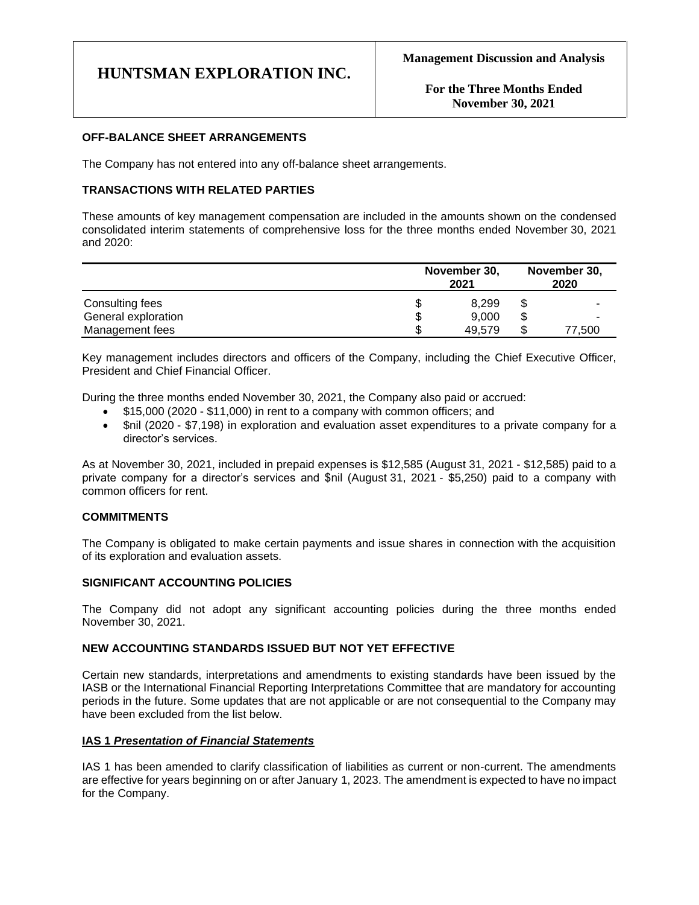### OFF-BALANCE SHEET ARRANGEMENTS

The Company has not entered into any off-balance sheet arrangements.

### TRANSACTIONS WITH RELATED PARTIES

These amounts of key management compensation are included in the amounts shown on the condensed consolidated interim statements of comprehensive loss for the three months ended November 30, 2021 and 2020:

| | November 30, 2021 | November 30, 2020 |
|---|---|---|
| Consulting fees | $ 8,299 | $ - |
| General exploration | $ 9,000 | $ - |
| Management fees | $ 49,579 | $ 77,500 |

Key management includes directors and officers of the Company, including the Chief Executive Officer, President and Chief Financial Officer.

During the three months ended November 30, 2021, the Company also paid or accrued:

- $15,000 (2020 - $11,000) in rent to a company with common officers; and
- $nil (2020 - $7,198) in exploration and evaluation asset expenditures to a private company for a director's services.

As at November 30, 2021, included in prepaid expenses is $12,585 (August 31, 2021 - $12,585) paid to a private company for a director's services and $nil (August 31, 2021 - $5,250) paid to a company with common officers for rent.

### COMMITMENTS

The Company is obligated to make certain payments and issue shares in connection with the acquisition of its exploration and evaluation assets.

### SIGNIFICANT ACCOUNTING POLICIES

The Company did not adopt any significant accounting policies during the three months ended November 30, 2021.

### NEW ACCOUNTING STANDARDS ISSUED BUT NOT YET EFFECTIVE

Certain new standards, interpretations and amendments to existing standards have been issued by the IASB or the International Financial Reporting Interpretations Committee that are mandatory for accounting periods in the future. Some updates that are not applicable or are not consequential to the Company may have been excluded from the list below.

#### IAS 1 *Presentation of Financial Statements*

IAS 1 has been amended to clarify classification of liabilities as current or non-current. The amendments are effective for years beginning on or after January 1, 2023. The amendment is expected to have no impact for the Company.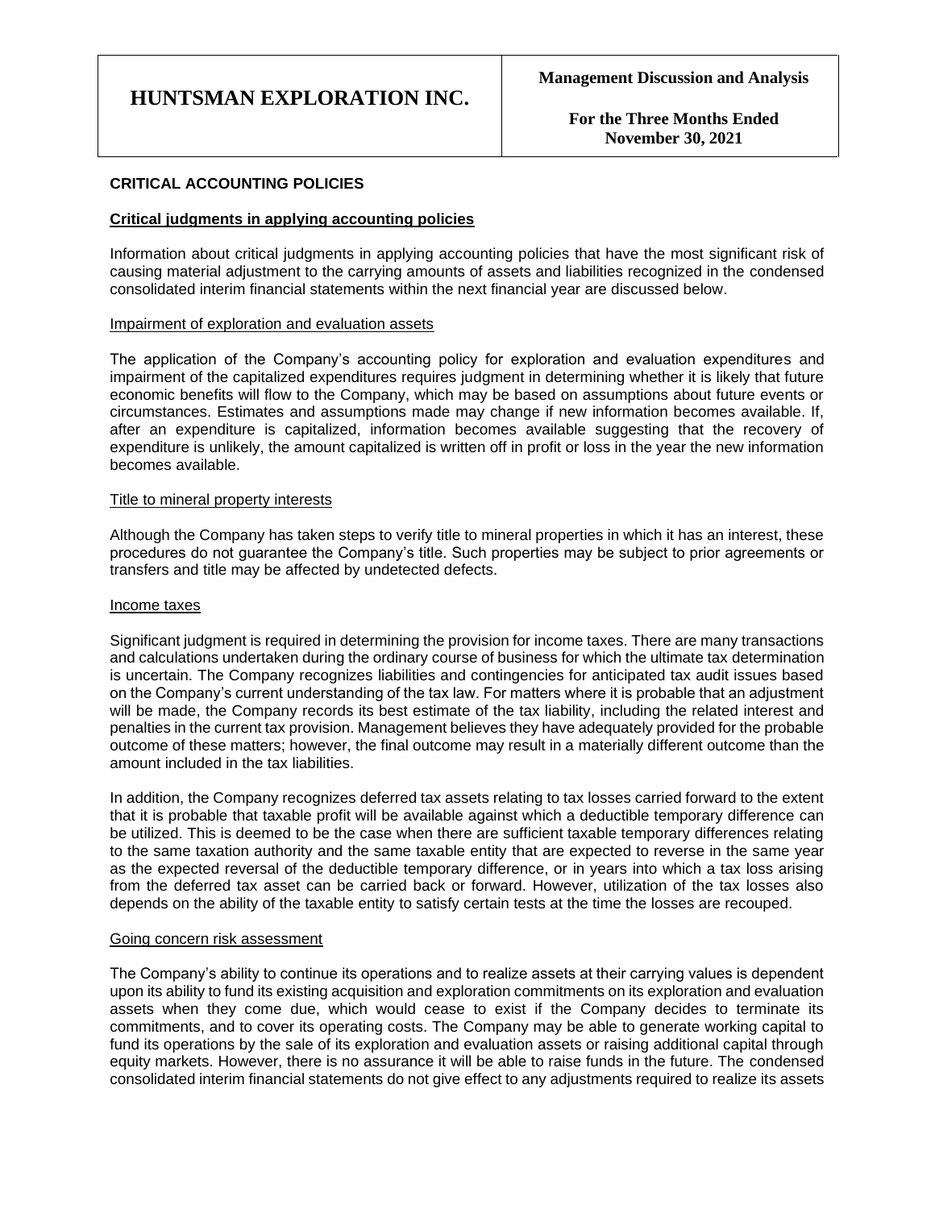## CRITICAL ACCOUNTING POLICIES

### Critical judgments in applying accounting policies

Information about critical judgments in applying accounting policies that have the most significant risk of causing material adjustment to the carrying amounts of assets and liabilities recognized in the condensed consolidated interim financial statements within the next financial year are discussed below.

#### Impairment of exploration and evaluation assets

The application of the Company's accounting policy for exploration and evaluation expenditures and impairment of the capitalized expenditures requires judgment in determining whether it is likely that future economic benefits will flow to the Company, which may be based on assumptions about future events or circumstances. Estimates and assumptions made may change if new information becomes available. If, after an expenditure is capitalized, information becomes available suggesting that the recovery of expenditure is unlikely, the amount capitalized is written off in profit or loss in the year the new information becomes available.

#### Title to mineral property interests

Although the Company has taken steps to verify title to mineral properties in which it has an interest, these procedures do not guarantee the Company's title. Such properties may be subject to prior agreements or transfers and title may be affected by undetected defects.

#### Income taxes

Significant judgment is required in determining the provision for income taxes. There are many transactions and calculations undertaken during the ordinary course of business for which the ultimate tax determination is uncertain. The Company recognizes liabilities and contingencies for anticipated tax audit issues based on the Company's current understanding of the tax law. For matters where it is probable that an adjustment will be made, the Company records its best estimate of the tax liability, including the related interest and penalties in the current tax provision. Management believes they have adequately provided for the probable outcome of these matters; however, the final outcome may result in a materially different outcome than the amount included in the tax liabilities.

In addition, the Company recognizes deferred tax assets relating to tax losses carried forward to the extent that it is probable that taxable profit will be available against which a deductible temporary difference can be utilized. This is deemed to be the case when there are sufficient taxable temporary differences relating to the same taxation authority and the same taxable entity that are expected to reverse in the same year as the expected reversal of the deductible temporary difference, or in years into which a tax loss arising from the deferred tax asset can be carried back or forward. However, utilization of the tax losses also depends on the ability of the taxable entity to satisfy certain tests at the time the losses are recouped.

#### Going concern risk assessment

The Company's ability to continue its operations and to realize assets at their carrying values is dependent upon its ability to fund its existing acquisition and exploration commitments on its exploration and evaluation assets when they come due, which would cease to exist if the Company decides to terminate its commitments, and to cover its operating costs. The Company may be able to generate working capital to fund its operations by the sale of its exploration and evaluation assets or raising additional capital through equity markets. However, there is no assurance it will be able to raise funds in the future. The condensed consolidated interim financial statements do not give effect to any adjustments required to realize its assets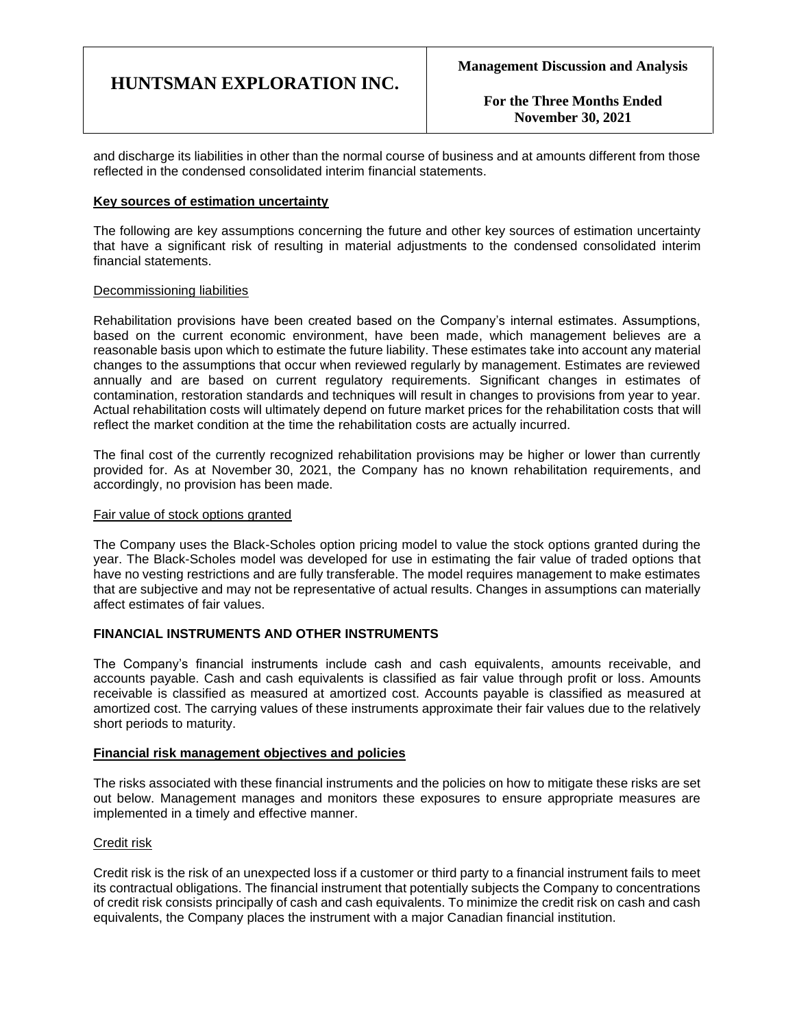and discharge its liabilities in other than the normal course of business and at amounts different from those reflected in the condensed consolidated interim financial statements.

**Key sources of estimation uncertainty**

The following are key assumptions concerning the future and other key sources of estimation uncertainty that have a significant risk of resulting in material adjustments to the condensed consolidated interim financial statements.

Decommissioning liabilities

Rehabilitation provisions have been created based on the Company's internal estimates. Assumptions, based on the current economic environment, have been made, which management believes are a reasonable basis upon which to estimate the future liability. These estimates take into account any material changes to the assumptions that occur when reviewed regularly by management. Estimates are reviewed annually and are based on current regulatory requirements. Significant changes in estimates of contamination, restoration standards and techniques will result in changes to provisions from year to year. Actual rehabilitation costs will ultimately depend on future market prices for the rehabilitation costs that will reflect the market condition at the time the rehabilitation costs are actually incurred.

The final cost of the currently recognized rehabilitation provisions may be higher or lower than currently provided for. As at November 30, 2021, the Company has no known rehabilitation requirements, and accordingly, no provision has been made.

Fair value of stock options granted

The Company uses the Black-Scholes option pricing model to value the stock options granted during the year. The Black-Scholes model was developed for use in estimating the fair value of traded options that have no vesting restrictions and are fully transferable. The model requires management to make estimates that are subjective and may not be representative of actual results. Changes in assumptions can materially affect estimates of fair values.

**FINANCIAL INSTRUMENTS AND OTHER INSTRUMENTS**

The Company's financial instruments include cash and cash equivalents, amounts receivable, and accounts payable. Cash and cash equivalents is classified as fair value through profit or loss. Amounts receivable is classified as measured at amortized cost. Accounts payable is classified as measured at amortized cost. The carrying values of these instruments approximate their fair values due to the relatively short periods to maturity.

**Financial risk management objectives and policies**

The risks associated with these financial instruments and the policies on how to mitigate these risks are set out below. Management manages and monitors these exposures to ensure appropriate measures are implemented in a timely and effective manner.

Credit risk

Credit risk is the risk of an unexpected loss if a customer or third party to a financial instrument fails to meet its contractual obligations. The financial instrument that potentially subjects the Company to concentrations of credit risk consists principally of cash and cash equivalents. To minimize the credit risk on cash and cash equivalents, the Company places the instrument with a major Canadian financial institution.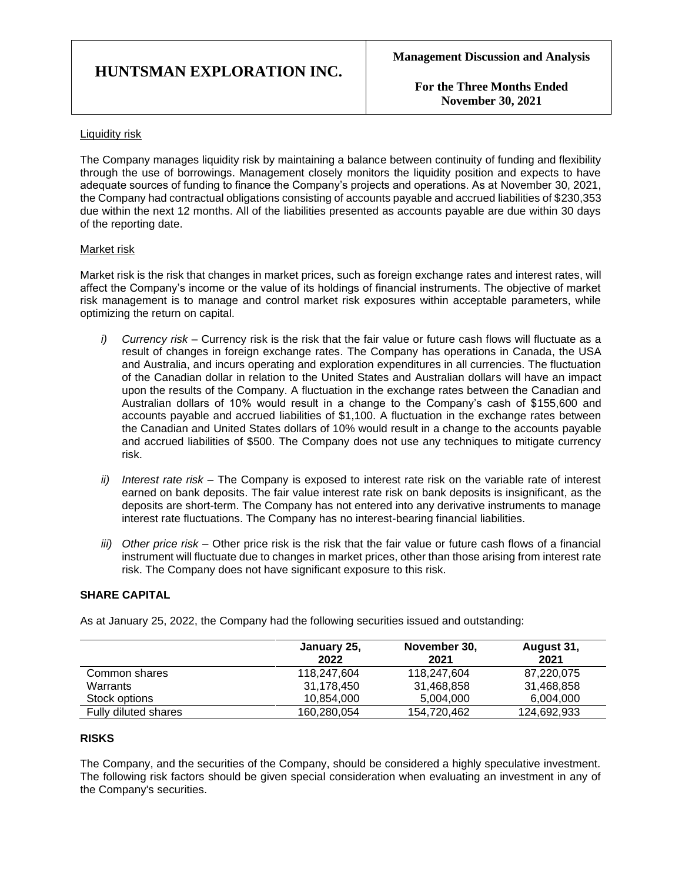Liquidity risk

The Company manages liquidity risk by maintaining a balance between continuity of funding and flexibility through the use of borrowings. Management closely monitors the liquidity position and expects to have adequate sources of funding to finance the Company's projects and operations. As at November 30, 2021, the Company had contractual obligations consisting of accounts payable and accrued liabilities of $230,353 due within the next 12 months. All of the liabilities presented as accounts payable are due within 30 days of the reporting date.

Market risk

Market risk is the risk that changes in market prices, such as foreign exchange rates and interest rates, will affect the Company's income or the value of its holdings of financial instruments. The objective of market risk management is to manage and control market risk exposures within acceptable parameters, while optimizing the return on capital.

*i) Currency risk* – Currency risk is the risk that the fair value or future cash flows will fluctuate as a result of changes in foreign exchange rates. The Company has operations in Canada, the USA and Australia, and incurs operating and exploration expenditures in all currencies. The fluctuation of the Canadian dollar in relation to the United States and Australian dollars will have an impact upon the results of the Company. A fluctuation in the exchange rates between the Canadian and Australian dollars of 10% would result in a change to the Company's cash of $155,600 and accounts payable and accrued liabilities of $1,100. A fluctuation in the exchange rates between the Canadian and United States dollars of 10% would result in a change to the accounts payable and accrued liabilities of $500. The Company does not use any techniques to mitigate currency risk.

*ii) Interest rate risk* – The Company is exposed to interest rate risk on the variable rate of interest earned on bank deposits. The fair value interest rate risk on bank deposits is insignificant, as the deposits are short-term. The Company has not entered into any derivative instruments to manage interest rate fluctuations. The Company has no interest-bearing financial liabilities.

*iii) Other price risk* – Other price risk is the risk that the fair value or future cash flows of a financial instrument will fluctuate due to changes in market prices, other than those arising from interest rate risk. The Company does not have significant exposure to this risk.

## SHARE CAPITAL

As at January 25, 2022, the Company had the following securities issued and outstanding:

| | January 25, 2022 | November 30, 2021 | August 31, 2021 |
|---|---|---|---|
| Common shares | 118,247,604 | 118,247,604 | 87,220,075 |
| Warrants | 31,178,450 | 31,468,858 | 31,468,858 |
| Stock options | 10,854,000 | 5,004,000 | 6,004,000 |
| Fully diluted shares | 160,280,054 | 154,720,462 | 124,692,933 |

## RISKS

The Company, and the securities of the Company, should be considered a highly speculative investment. The following risk factors should be given special consideration when evaluating an investment in any of the Company's securities.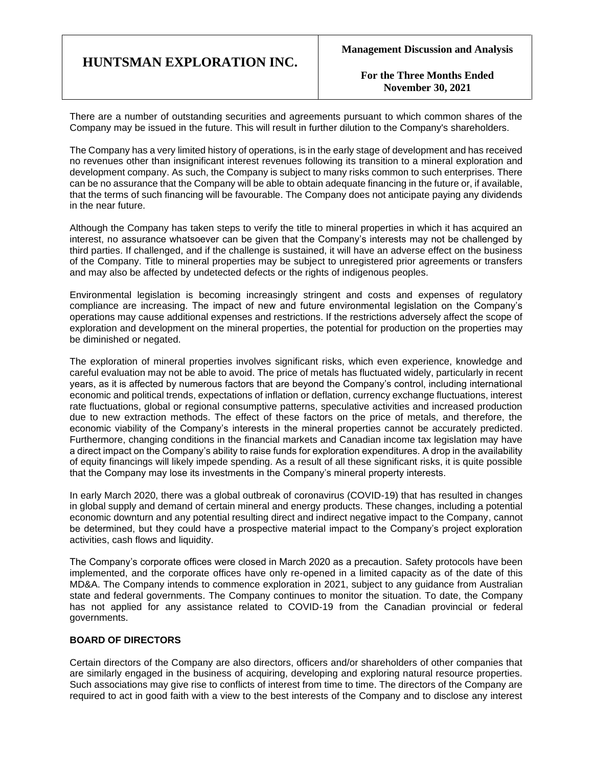There are a number of outstanding securities and agreements pursuant to which common shares of the Company may be issued in the future. This will result in further dilution to the Company's shareholders.

The Company has a very limited history of operations, is in the early stage of development and has received no revenues other than insignificant interest revenues following its transition to a mineral exploration and development company. As such, the Company is subject to many risks common to such enterprises. There can be no assurance that the Company will be able to obtain adequate financing in the future or, if available, that the terms of such financing will be favourable. The Company does not anticipate paying any dividends in the near future.

Although the Company has taken steps to verify the title to mineral properties in which it has acquired an interest, no assurance whatsoever can be given that the Company's interests may not be challenged by third parties. If challenged, and if the challenge is sustained, it will have an adverse effect on the business of the Company. Title to mineral properties may be subject to unregistered prior agreements or transfers and may also be affected by undetected defects or the rights of indigenous peoples.

Environmental legislation is becoming increasingly stringent and costs and expenses of regulatory compliance are increasing. The impact of new and future environmental legislation on the Company's operations may cause additional expenses and restrictions. If the restrictions adversely affect the scope of exploration and development on the mineral properties, the potential for production on the properties may be diminished or negated.

The exploration of mineral properties involves significant risks, which even experience, knowledge and careful evaluation may not be able to avoid. The price of metals has fluctuated widely, particularly in recent years, as it is affected by numerous factors that are beyond the Company's control, including international economic and political trends, expectations of inflation or deflation, currency exchange fluctuations, interest rate fluctuations, global or regional consumptive patterns, speculative activities and increased production due to new extraction methods. The effect of these factors on the price of metals, and therefore, the economic viability of the Company's interests in the mineral properties cannot be accurately predicted. Furthermore, changing conditions in the financial markets and Canadian income tax legislation may have a direct impact on the Company's ability to raise funds for exploration expenditures. A drop in the availability of equity financings will likely impede spending. As a result of all these significant risks, it is quite possible that the Company may lose its investments in the Company's mineral property interests.

In early March 2020, there was a global outbreak of coronavirus (COVID-19) that has resulted in changes in global supply and demand of certain mineral and energy products. These changes, including a potential economic downturn and any potential resulting direct and indirect negative impact to the Company, cannot be determined, but they could have a prospective material impact to the Company's project exploration activities, cash flows and liquidity.

The Company's corporate offices were closed in March 2020 as a precaution. Safety protocols have been implemented, and the corporate offices have only re-opened in a limited capacity as of the date of this MD&A. The Company intends to commence exploration in 2021, subject to any guidance from Australian state and federal governments. The Company continues to monitor the situation. To date, the Company has not applied for any assistance related to COVID-19 from the Canadian provincial or federal governments.

## BOARD OF DIRECTORS

Certain directors of the Company are also directors, officers and/or shareholders of other companies that are similarly engaged in the business of acquiring, developing and exploring natural resource properties. Such associations may give rise to conflicts of interest from time to time. The directors of the Company are required to act in good faith with a view to the best interests of the Company and to disclose any interest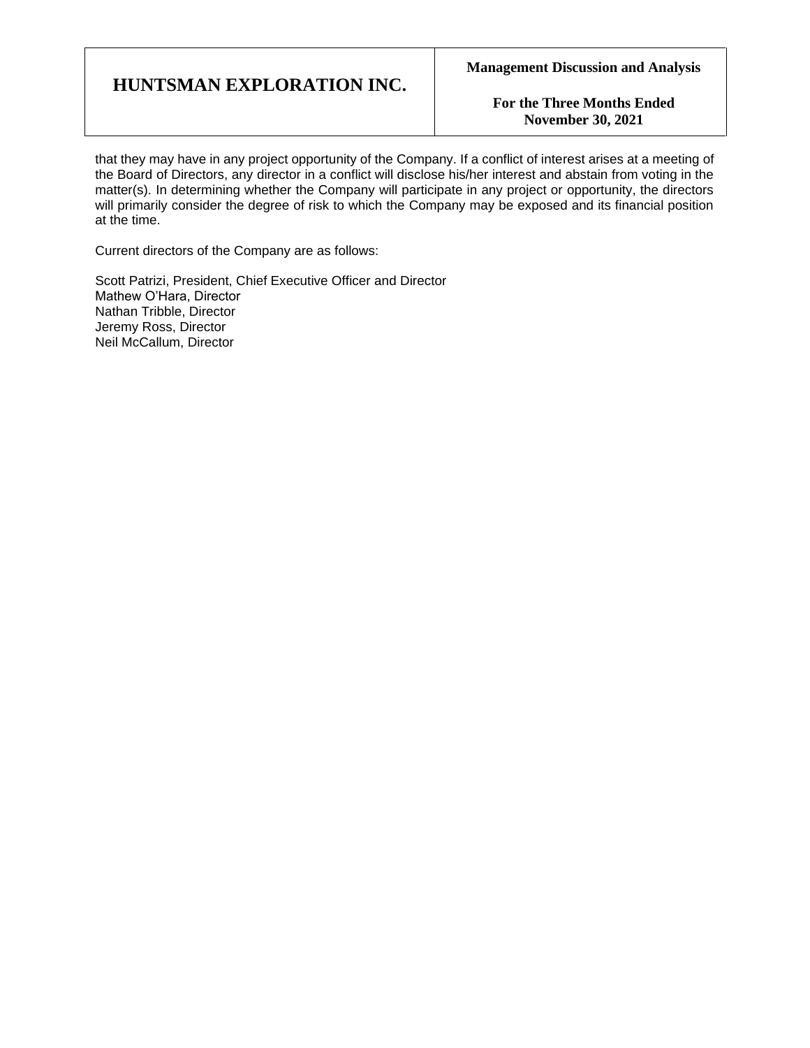that they may have in any project opportunity of the Company. If a conflict of interest arises at a meeting of the Board of Directors, any director in a conflict will disclose his/her interest and abstain from voting in the matter(s). In determining whether the Company will participate in any project or opportunity, the directors will primarily consider the degree of risk to which the Company may be exposed and its financial position at the time.

Current directors of the Company are as follows:

Scott Patrizi, President, Chief Executive Officer and Director
Mathew O'Hara, Director
Nathan Tribble, Director
Jeremy Ross, Director
Neil McCallum, Director